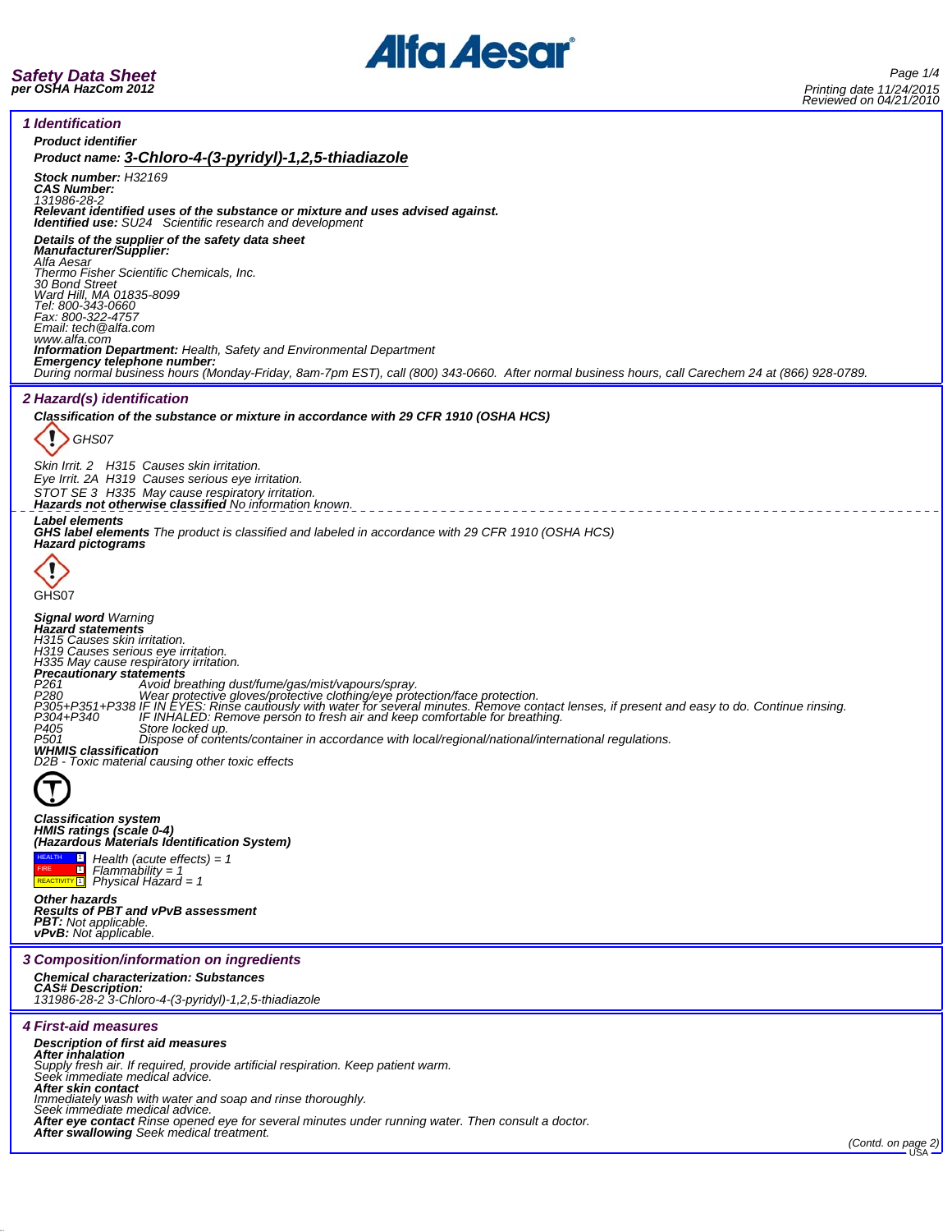# Safety Data Sheet
**per OSHA HazCom 2012**

Printing date 11/24/2015
Reviewed on 04/21/2010

## 1 Identification

**Product identifier**

**Product name: 3-Chloro-4-(3-pyridyl)-1,2,5-thiadiazole**

**Stock number:** H32169
**CAS Number:**
131986-28-2
**Relevant identified uses of the substance or mixture and uses advised against.**
**Identified use:** SU24 Scientific research and development

**Details of the supplier of the safety data sheet**
**Manufacturer/Supplier:**
Alfa Aesar
Thermo Fisher Scientific Chemicals, Inc.
30 Bond Street
Ward Hill, MA 01835-8099
Tel: 800-343-0660
Fax: 800-322-4757
Email: tech@alfa.com
www.alfa.com
**Information Department:** Health, Safety and Environmental Department
**Emergency telephone number:**
During normal business hours (Monday-Friday, 8am-7pm EST), call (800) 343-0660. After normal business hours, call Carechem 24 at (866) 928-0789.

## 2 Hazard(s) identification

**Classification of the substance or mixture in accordance with 29 CFR 1910 (OSHA HCS)**

GHS07

Skin Irrit. 2 H315 Causes skin irritation.
Eye Irrit. 2A H319 Causes serious eye irritation.
STOT SE 3 H335 May cause respiratory irritation.
**Hazards not otherwise classified** No information known.

**Label elements**
**GHS label elements** The product is classified and labeled in accordance with 29 CFR 1910 (OSHA HCS)
**Hazard pictograms**

GHS07

**Signal word** Warning
**Hazard statements**
H315 Causes skin irritation.
H319 Causes serious eye irritation.
H335 May cause respiratory irritation.
**Precautionary statements**
P261 Avoid breathing dust/fume/gas/mist/vapours/spray.
P280 Wear protective gloves/protective clothing/eye protection/face protection.
P305+P351+P338 IF IN EYES: Rinse cautiously with water for several minutes. Remove contact lenses, if present and easy to do. Continue rinsing.
P304+P340 IF INHALED: Remove person to fresh air and keep comfortable for breathing.
P405 Store locked up.
P501 Dispose of contents/container in accordance with local/regional/national/international regulations.
**WHMIS classification**
D2B - Toxic material causing other toxic effects

**Classification system**
**HMIS ratings (scale 0-4)**
**(Hazardous Materials Identification System)**

| | | |
|---|---|---|
| HEALTH | 1 | Health (acute effects) = 1 |
| FIRE | 1 | Flammability = 1 |
| REACTIVITY | 1 | Physical Hazard = 1 |

**Other hazards**
**Results of PBT and vPvB assessment**
**PBT:** Not applicable.
**vPvB:** Not applicable.

## 3 Composition/information on ingredients

**Chemical characterization: Substances**
**CAS# Description:**
131986-28-2 3-Chloro-4-(3-pyridyl)-1,2,5-thiadiazole

## 4 First-aid measures

**Description of first aid measures**
**After inhalation**
Supply fresh air. If required, provide artificial respiration. Keep patient warm.
Seek immediate medical advice.
**After skin contact**
Immediately wash with water and soap and rinse thoroughly.
Seek immediate medical advice.
**After eye contact** Rinse opened eye for several minutes under running water. Then consult a doctor.
**After swallowing** Seek medical treatment.

(Contd. on page 2)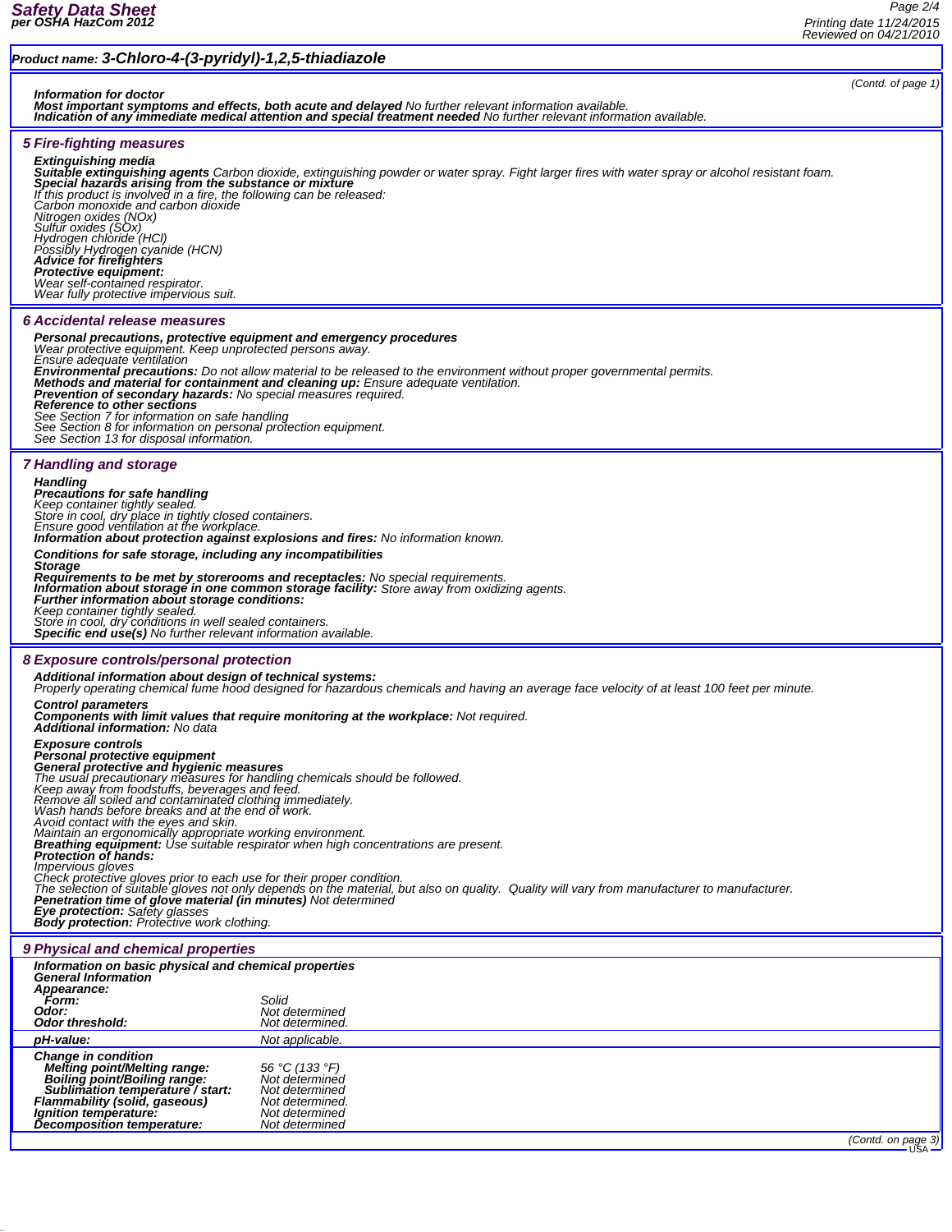**Product name: 3-Chloro-4-(3-pyridyl)-1,2,5-thiadiazole**

(Contd. of page 1)

**Information for doctor**
**Most important symptoms and effects, both acute and delayed** No further relevant information available.
**Indication of any immediate medical attention and special treatment needed** No further relevant information available.

## 5 Fire-fighting measures

**Extinguishing media**
**Suitable extinguishing agents** Carbon dioxide, extinguishing powder or water spray. Fight larger fires with water spray or alcohol resistant foam.
**Special hazards arising from the substance or mixture**
If this product is involved in a fire, the following can be released:
Carbon monoxide and carbon dioxide
Nitrogen oxides (NOx)
Sulfur oxides (SOx)
Hydrogen chloride (HCl)
Possibly Hydrogen cyanide (HCN)
**Advice for firefighters**
**Protective equipment:**
Wear self-contained respirator.
Wear fully protective impervious suit.

## 6 Accidental release measures

**Personal precautions, protective equipment and emergency procedures**
Wear protective equipment. Keep unprotected persons away.
Ensure adequate ventilation
**Environmental precautions:** Do not allow material to be released to the environment without proper governmental permits.
**Methods and material for containment and cleaning up:** Ensure adequate ventilation.
**Prevention of secondary hazards:** No special measures required.
**Reference to other sections**
See Section 7 for information on safe handling
See Section 8 for information on personal protection equipment.
See Section 13 for disposal information.

## 7 Handling and storage

**Handling**
**Precautions for safe handling**
Keep container tightly sealed.
Store in cool, dry place in tightly closed containers.
Ensure good ventilation at the workplace.
**Information about protection against explosions and fires:** No information known.

**Conditions for safe storage, including any incompatibilities**
**Storage**
**Requirements to be met by storerooms and receptacles:** No special requirements.
**Information about storage in one common storage facility:** Store away from oxidizing agents.
**Further information about storage conditions:**
Keep container tightly sealed.
Store in cool, dry conditions in well sealed containers.
**Specific end use(s)** No further relevant information available.

## 8 Exposure controls/personal protection

**Additional information about design of technical systems:**
Properly operating chemical fume hood designed for hazardous chemicals and having an average face velocity of at least 100 feet per minute.

**Control parameters**
**Components with limit values that require monitoring at the workplace:** Not required.
**Additional information:** No data

**Exposure controls**
**Personal protective equipment**
**General protective and hygienic measures**
The usual precautionary measures for handling chemicals should be followed.
Keep away from foodstuffs, beverages and feed.
Remove all soiled and contaminated clothing immediately.
Wash hands before breaks and at the end of work.
Avoid contact with the eyes and skin.
Maintain an ergonomically appropriate working environment.
**Breathing equipment:** Use suitable respirator when high concentrations are present.
**Protection of hands:**
Impervious gloves
Check protective gloves prior to each use for their proper condition.
The selection of suitable gloves not only depends on the material, but also on quality. Quality will vary from manufacturer to manufacturer.
**Penetration time of glove material (in minutes)** Not determined
**Eye protection:** Safety glasses
**Body protection:** Protective work clothing.

## 9 Physical and chemical properties

**Information on basic physical and chemical properties**
**General Information**

| | |
|---|---|
| **Appearance:** | |
| **Form:** | Solid |
| **Odor:** | Not determined |
| **Odor threshold:** | Not determined. |
| **pH-value:** | Not applicable. |
| **Change in condition** | |
| **Melting point/Melting range:** | 56 °C (133 °F) |
| **Boiling point/Boiling range:** | Not determined |
| **Sublimation temperature / start:** | Not determined |
| **Flammability (solid, gaseous)** | Not determined. |
| **Ignition temperature:** | Not determined |
| **Decomposition temperature:** | Not determined |

(Contd. on page 3)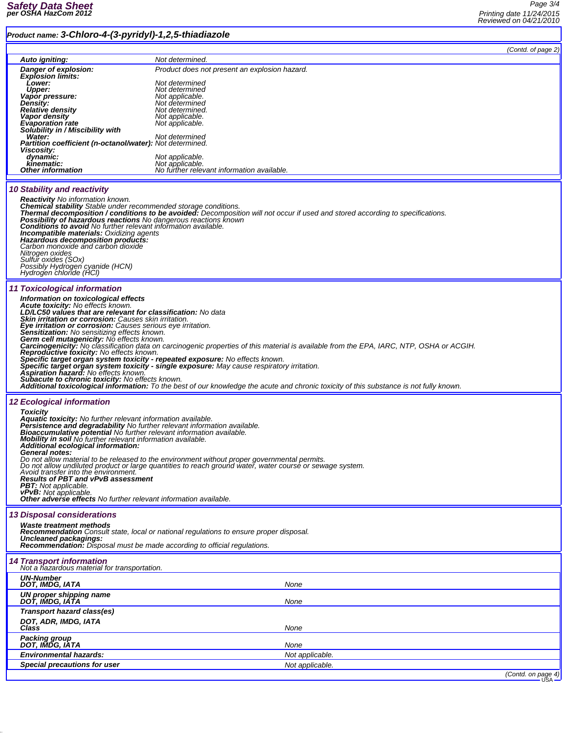**Product name: 3-Chloro-4-(3-pyridyl)-1,2,5-thiadiazole**

(Contd. of page 2)

| | |
|---|---|
| **Auto igniting:** | Not determined. |
| **Danger of explosion:** | Product does not present an explosion hazard. |
| **Explosion limits:** | |
| **Lower:** | Not determined |
| **Upper:** | Not determined |
| **Vapor pressure:** | Not applicable. |
| **Density:** | Not determined |
| **Relative density** | Not determined. |
| **Vapor density** | Not applicable. |
| **Evaporation rate** | Not applicable. |
| **Solubility in / Miscibility with** | |
| **Water:** | Not determined |
| **Partition coefficient (n-octanol/water):** | Not determined. |
| **Viscosity:** | |
| **dynamic:** | Not applicable. |
| **kinematic:** | Not applicable. |
| **Other information** | No further relevant information available. |

## 10 Stability and reactivity

**Reactivity** No information known.
**Chemical stability** Stable under recommended storage conditions.
**Thermal decomposition / conditions to be avoided:** Decomposition will not occur if used and stored according to specifications.
**Possibility of hazardous reactions** No dangerous reactions known
**Conditions to avoid** No further relevant information available.
**Incompatible materials:** Oxidizing agents
**Hazardous decomposition products:**
Carbon monoxide and carbon dioxide
Nitrogen oxides
Sulfur oxides (SOx)
Possibly Hydrogen cyanide (HCN)
Hydrogen chloride (HCl)

## 11 Toxicological information

**Information on toxicological effects**
**Acute toxicity:** No effects known.
**LD/LC50 values that are relevant for classification:** No data
**Skin irritation or corrosion:** Causes skin irritation.
**Eye irritation or corrosion:** Causes serious eye irritation.
**Sensitization:** No sensitizing effects known.
**Germ cell mutagenicity:** No effects known.
**Carcinogenicity:** No classification data on carcinogenic properties of this material is available from the EPA, IARC, NTP, OSHA or ACGIH.
**Reproductive toxicity:** No effects known.
**Specific target organ system toxicity - repeated exposure:** No effects known.
**Specific target organ system toxicity - single exposure:** May cause respiratory irritation.
**Aspiration hazard:** No effects known.
**Subacute to chronic toxicity:** No effects known.
**Additional toxicological information:** To the best of our knowledge the acute and chronic toxicity of this substance is not fully known.

## 12 Ecological information

**Toxicity**
**Aquatic toxicity:** No further relevant information available.
**Persistence and degradability** No further relevant information available.
**Bioaccumulative potential** No further relevant information available.
**Mobility in soil** No further relevant information available.
**Additional ecological information:**
**General notes:**
Do not allow material to be released to the environment without proper governmental permits.
Do not allow undiluted product or large quantities to reach ground water, water course or sewage system.
Avoid transfer into the environment.
**Results of PBT and vPvB assessment**
**PBT:** Not applicable.
**vPvB:** Not applicable.
**Other adverse effects** No further relevant information available.

## 13 Disposal considerations

**Waste treatment methods**
**Recommendation** Consult state, local or national regulations to ensure proper disposal.
**Uncleaned packagings:**
**Recommendation:** Disposal must be made according to official regulations.

## 14 Transport information

Not a hazardous material for transportation.

| | |
|---|---|
| **UN-Number** **DOT, IMDG, IATA** | None |
| **UN proper shipping name** **DOT, IMDG, IATA** | None |
| **Transport hazard class(es)** | |
| **DOT, ADR, IMDG, IATA** **Class** | None |
| **Packing group** **DOT, IMDG, IATA** | None |
| **Environmental hazards:** | Not applicable. |
| **Special precautions for user** | Not applicable. |

(Contd. on page 4)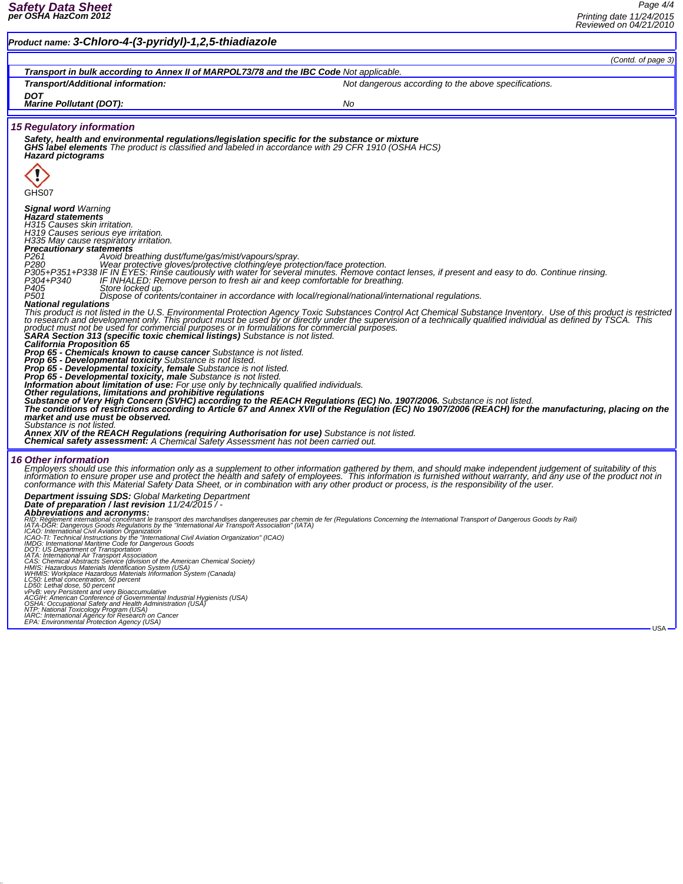**Product name: 3-Chloro-4-(3-pyridyl)-1,2,5-thiadiazole**

(Contd. of page 3)

**Transport in bulk according to Annex II of MARPOL73/78 and the IBC Code** Not applicable.

| | |
|---|---|
| **Transport/Additional information:** | Not dangerous according to the above specifications. |
| **DOT** | |
| **Marine Pollutant (DOT):** | No |

## 15 Regulatory information

**Safety, health and environmental regulations/legislation specific for the substance or mixture**
**GHS label elements** The product is classified and labeled in accordance with 29 CFR 1910 (OSHA HCS)
**Hazard pictograms**

GHS07

**Signal word** Warning
**Hazard statements**
H315 Causes skin irritation.
H319 Causes serious eye irritation.
H335 May cause respiratory irritation.
**Precautionary statements**
P261 Avoid breathing dust/fume/gas/mist/vapours/spray.
P280 Wear protective gloves/protective clothing/eye protection/face protection.
P305+P351+P338 IF IN EYES: Rinse cautiously with water for several minutes. Remove contact lenses, if present and easy to do. Continue rinsing.
P304+P340 IF INHALED: Remove person to fresh air and keep comfortable for breathing.
P405 Store locked up.
P501 Dispose of contents/container in accordance with local/regional/national/international regulations.
**National regulations**
This product is not listed in the U.S. Environmental Protection Agency Toxic Substances Control Act Chemical Substance Inventory. Use of this product is restricted to research and development only. This product must be used by or directly under the supervision of a technically qualified individual as defined by TSCA. This product must not be used for commercial purposes or in formulations for commercial purposes.
**SARA Section 313 (specific toxic chemical listings)** Substance is not listed.
**California Proposition 65**
**Prop 65 - Chemicals known to cause cancer** Substance is not listed.
**Prop 65 - Developmental toxicity** Substance is not listed.
**Prop 65 - Developmental toxicity, female** Substance is not listed.
**Prop 65 - Developmental toxicity, male** Substance is not listed.
**Information about limitation of use:** For use only by technically qualified individuals.
**Other regulations, limitations and prohibitive regulations**
**Substance of Very High Concern (SVHC) according to the REACH Regulations (EC) No. 1907/2006.** Substance is not listed.
**The conditions of restrictions according to Article 67 and Annex XVII of the Regulation (EC) No 1907/2006 (REACH) for the manufacturing, placing on the market and use must be observed.**
Substance is not listed.
**Annex XIV of the REACH Regulations (requiring Authorisation for use)** Substance is not listed.
**Chemical safety assessment:** A Chemical Safety Assessment has not been carried out.

## 16 Other information

Employers should use this information only as a supplement to other information gathered by them, and should make independent judgement of suitability of this information to ensure proper use and protect the health and safety of employees. This information is furnished without warranty, and any use of the product not in conformance with this Material Safety Data Sheet, or in combination with any other product or process, is the responsibility of the user.

**Department issuing SDS:** Global Marketing Department
**Date of preparation / last revision** 11/24/2015 / -
**Abbreviations and acronyms:**
RID: Règlement international concernant le transport des marchandises dangereuses par chemin de fer (Regulations Concerning the International Transport of Dangerous Goods by Rail)
IATA-DGR: Dangerous Goods Regulations by the "International Air Transport Association" (IATA)
ICAO: International Civil Aviation Organization
ICAO-TI: Technical Instructions by the "International Civil Aviation Organization" (ICAO)
IMDG: International Maritime Code for Dangerous Goods
DOT: US Department of Transportation
IATA: International Air Transport Association
CAS: Chemical Abstracts Service (division of the American Chemical Society)
HMIS: Hazardous Materials Identification System (USA)
WHMIS: Workplace Hazardous Materials Information System (Canada)
LC50: Lethal concentration, 50 percent
LD50: Lethal dose, 50 percent
vPvB: very Persistent and very Bioaccumulative
ACGIH: American Conference of Governmental Industrial Hygienists (USA)
OSHA: Occupational Safety and Health Administration (USA)
NTP: National Toxicology Program (USA)
IARC: International Agency for Research on Cancer
EPA: Environmental Protection Agency (USA)